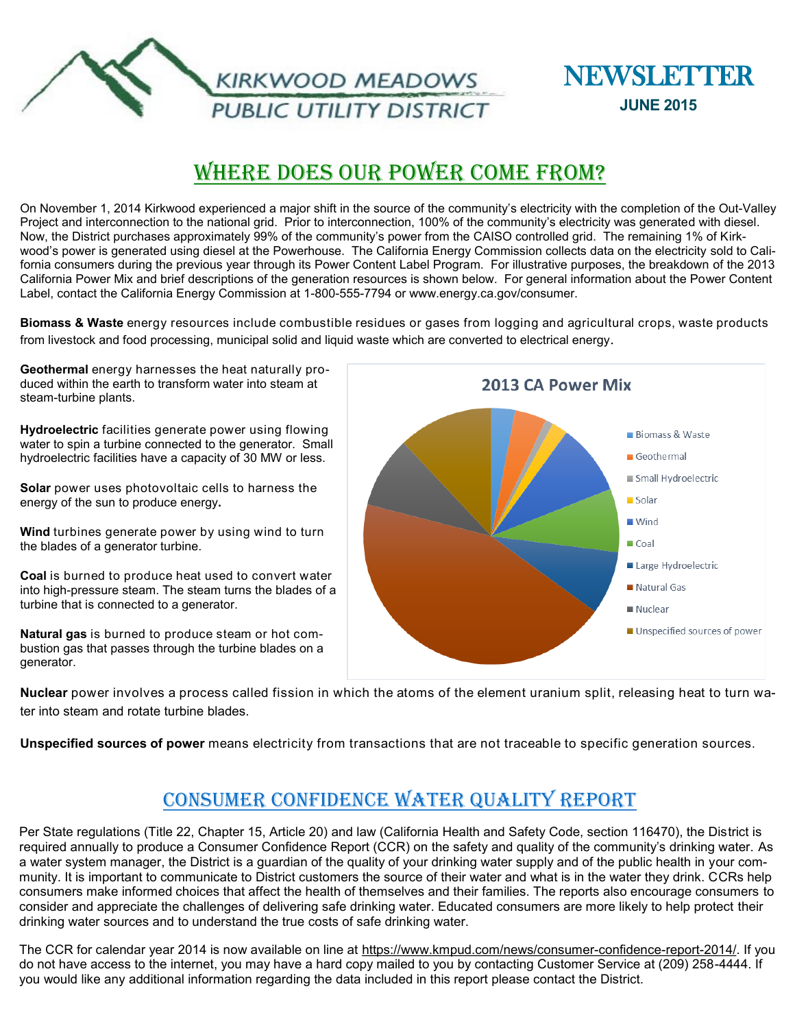# KIRKWOOD MEADOWS PUBLIC UTILITY DISTRICT

# NEWSLETTER

**JUNE 2015**

## WHERE DOES OUR POWER COME FROM?

On November 1, 2014 Kirkwood experienced a major shift in the source of the community's electricity with the completion of the Out-Valley Project and interconnection to the national grid. Prior to interconnection, 100% of the community's electricity was generated with diesel. Now, the District purchases approximately 99% of the community's power from the CAISO controlled grid. The remaining 1% of Kirkwood's power is generated using diesel at the Powerhouse. The California Energy Commission collects data on the electricity sold to California consumers during the previous year through its Power Content Label Program. For illustrative purposes, the breakdown of the 2013 California Power Mix and brief descriptions of the generation resources is shown below. For general information about the Power Content Label, contact the California Energy Commission at 1-800-555-7794 or www.energy.ca.gov/consumer.

**Biomass & Waste** energy resources include combustible residues or gases from logging and agricultural crops, waste products from livestock and food processing, municipal solid and liquid waste which are converted to electrical energy.

**Geothermal** energy harnesses the heat naturally produced within the earth to transform water into steam at steam-turbine plants.

**Hydroelectric** facilities generate power using flowing water to spin a turbine connected to the generator. Small hydroelectric facilities have a capacity of 30 MW or less.

**Solar** power uses photovoltaic cells to harness the energy of the sun to produce energy**.**

**Wind** turbines generate power by using wind to turn the blades of a generator turbine.

**Coal** is burned to produce heat used to convert water into high-pressure steam. The steam turns the blades of a turbine that is connected to a generator.

**Natural gas** is burned to produce steam or hot combustion gas that passes through the turbine blades on a generator.

2013 CA Power Mix

- Biomass & Waste
- Geothermal
- Small Hydroelectric
- Solar
- Wind
- Coal
- Large Hydroelectric
- Natural Gas
- Nuclear
- Unspecified sources of power

**Nuclear** power involves a process called fission in which the atoms of the element uranium split, releasing heat to turn water into steam and rotate turbine blades.

**Unspecified sources of power** means electricity from transactions that are not traceable to specific generation sources.

## CONSUMER CONFIDENCE WATER QUALITY REPORT

Per State regulations (Title 22, Chapter 15, Article 20) and law (California Health and Safety Code, section 116470), the District is required annually to produce a Consumer Confidence Report (CCR) on the safety and quality of the community's drinking water. As a water system manager, the District is a guardian of the quality of your drinking water supply and of the public health in your community. It is important to communicate to District customers the source of their water and what is in the water they drink. CCRs help consumers make informed choices that affect the health of themselves and their families. The reports also encourage consumers to consider and appreciate the challenges of delivering safe drinking water. Educated consumers are more likely to help protect their drinking water sources and to understand the true costs of safe drinking water.

The CCR for calendar year 2014 is now available on line at https://www.kmpud.com/news/consumer-confidence-report-2014/. If you do not have access to the internet, you may have a hard copy mailed to you by contacting Customer Service at (209) 258-4444. If you would like any additional information regarding the data included in this report please contact the District.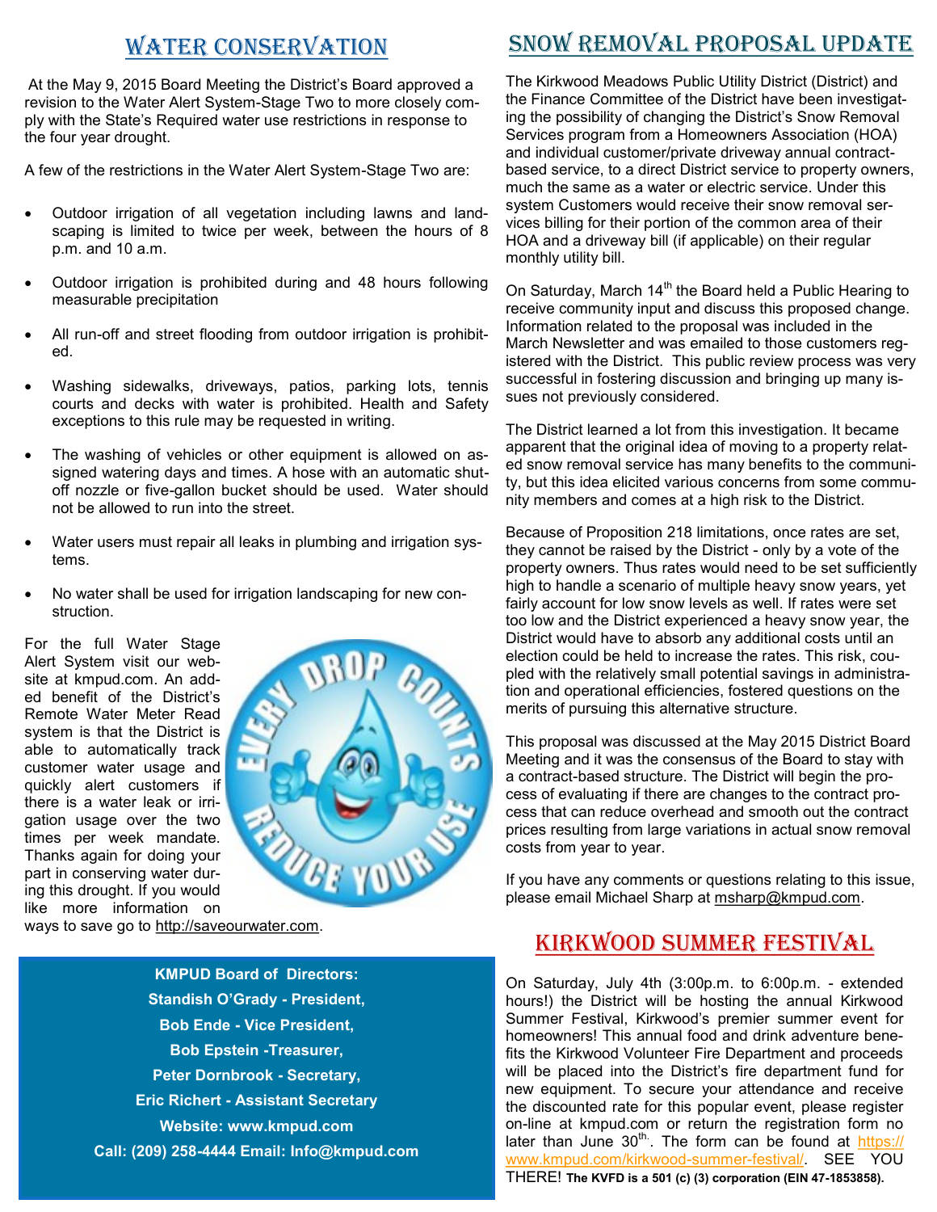## WATER CONSERVATION

At the May 9, 2015 Board Meeting the District's Board approved a revision to the Water Alert System-Stage Two to more closely comply with the State's Required water use restrictions in response to the four year drought.

A few of the restrictions in the Water Alert System-Stage Two are:

- Outdoor irrigation of all vegetation including lawns and landscaping is limited to twice per week, between the hours of 8 p.m. and 10 a.m.
- Outdoor irrigation is prohibited during and 48 hours following measurable precipitation
- All run-off and street flooding from outdoor irrigation is prohibited.
- Washing sidewalks, driveways, patios, parking lots, tennis courts and decks with water is prohibited. Health and Safety exceptions to this rule may be requested in writing.
- The washing of vehicles or other equipment is allowed on assigned watering days and times. A hose with an automatic shut-off nozzle or five-gallon bucket should be used. Water should not be allowed to run into the street.
- Water users must repair all leaks in plumbing and irrigation systems.
- No water shall be used for irrigation landscaping for new construction.

For the full Water Stage Alert System visit our website at kmpud.com. An added benefit of the District's Remote Water Meter Read system is that the District is able to automatically track customer water usage and quickly alert customers if there is a water leak or irrigation usage over the two times per week mandate. Thanks again for doing your part in conserving water during this drought. If you would like more information on ways to save go to http://saveourwater.com.

EVERY DROP COUNTS REDUCE YOUR USE

**KMPUD Board of Directors:**
**Standish O'Grady - President,**
**Bob Ende - Vice President,**
**Bob Epstein -Treasurer,**
**Peter Dornbrook - Secretary,**
**Eric Richert - Assistant Secretary**
**Website: www.kmpud.com**
**Call: (209) 258-4444 Email: Info@kmpud.com**

## SNOW REMOVAL PROPOSAL UPDATE

The Kirkwood Meadows Public Utility District (District) and the Finance Committee of the District have been investigating the possibility of changing the District's Snow Removal Services program from a Homeowners Association (HOA) and individual customer/private driveway annual contract-based service, to a direct District service to property owners, much the same as a water or electric service. Under this system Customers would receive their snow removal services billing for their portion of the common area of their HOA and a driveway bill (if applicable) on their regular monthly utility bill.

On Saturday, March 14th the Board held a Public Hearing to receive community input and discuss this proposed change. Information related to the proposal was included in the March Newsletter and was emailed to those customers registered with the District. This public review process was very successful in fostering discussion and bringing up many issues not previously considered.

The District learned a lot from this investigation. It became apparent that the original idea of moving to a property related snow removal service has many benefits to the community, but this idea elicited various concerns from some community members and comes at a high risk to the District.

Because of Proposition 218 limitations, once rates are set, they cannot be raised by the District - only by a vote of the property owners. Thus rates would need to be set sufficiently high to handle a scenario of multiple heavy snow years, yet fairly account for low snow levels as well. If rates were set too low and the District experienced a heavy snow year, the District would have to absorb any additional costs until an election could be held to increase the rates. This risk, coupled with the relatively small potential savings in administration and operational efficiencies, fostered questions on the merits of pursuing this alternative structure.

This proposal was discussed at the May 2015 District Board Meeting and it was the consensus of the Board to stay with a contract-based structure. The District will begin the process of evaluating if there are changes to the contract process that can reduce overhead and smooth out the contract prices resulting from large variations in actual snow removal costs from year to year.

If you have any comments or questions relating to this issue, please email Michael Sharp at msharp@kmpud.com.

## KIRKWOOD SUMMER FESTIVAL

On Saturday, July 4th (3:00p.m. to 6:00p.m. - extended hours!) the District will be hosting the annual Kirkwood Summer Festival, Kirkwood's premier summer event for homeowners! This annual food and drink adventure benefits the Kirkwood Volunteer Fire Department and proceeds will be placed into the District's fire department fund for new equipment. To secure your attendance and receive the discounted rate for this popular event, please register on-line at kmpud.com or return the registration form no later than June 30th. The form can be found at https://www.kmpud.com/kirkwood-summer-festival/. SEE YOU THERE! **The KVFD is a 501 (c) (3) corporation (EIN 47-1853858).**